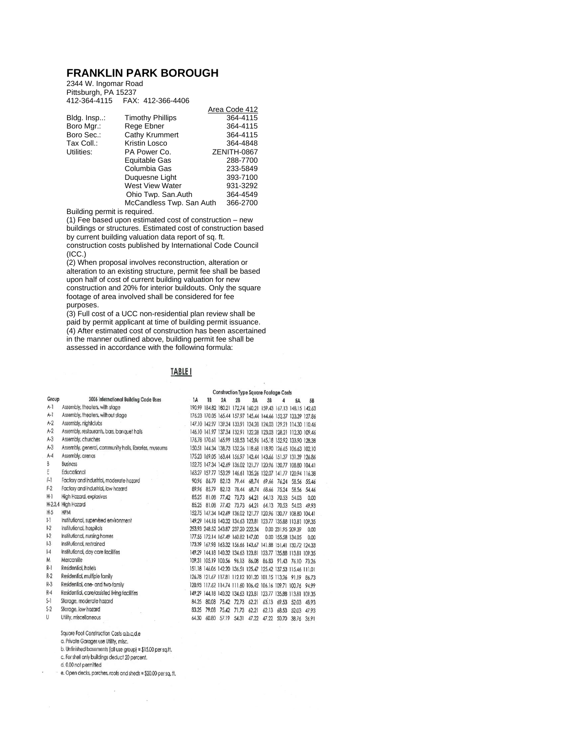# FRANKLIN PARK BOROUGH

2344 W. Ingomar Road
Pittsburgh, PA 15237
412-364-4115 FAX: 412-366-4406

| | | Area Code 412 |
|---|---|---|
| Bldg. Insp..: | Timothy Phillips | 364-4115 |
| Boro Mgr.: | Rege Ebner | 364-4115 |
| Boro Sec.: | Cathy Krummert | 364-4115 |
| Tax Coll.: | Kristin Losco | 364-4848 |
| Utilities: | PA Power Co. | ZENITH-0867 |
| | Equitable Gas | 288-7700 |
| | Columbia Gas | 233-5849 |
| | Duquesne Light | 393-7100 |
| | West View Water | 931-3292 |
| | Ohio Twp. San.Auth | 364-4549 |
| | McCandless Twp. San Auth | 366-2700 |

Building permit is required.

(1) Fee based upon estimated cost of construction – new buildings or structures. Estimated cost of construction based by current building valuation data report of sq. ft. construction costs published by International Code Council (ICC.)

(2) When proposal involves reconstruction, alteration or alteration to an existing structure, permit fee shall be based upon half of cost of current building valuation for new construction and 20% for interior buildouts. Only the square footage of area involved shall be considered for fee purposes.

(3) Full cost of a UCC non-residential plan review shall be paid by permit applicant at time of building permit issuance.

(4) After estimated cost of construction has been ascertained in the manner outlined above, building permit fee shall be assessed in accordance with the following formula:

## TABLE I

| Group | 2006 International Building Code Uses | Construction Type Square Footage Costs | | | | | | | | |
|---|---|---|---|---|---|---|---|---|---|---|
| | | 1A | 1B | 2A | 2B | 3A | 3B | 4 | 5A | 5B |
| A-1 | Assembly, theaters, with stage | 190.99 | 184.82 | 180.21 | 172.74 | 160.21 | 159.43 | 167.13 | 148.15 | 142.63 |
| A-1 | Assembly, theaters, without stage | 176.23 | 170.05 | 165.44 | 157.97 | 145.44 | 144.66 | 152.37 | 133.39 | 127.86 |
| A-2 | Assembly, nightclubs | 147.10 | 142.97 | 139.34 | 133.91 | 124.28 | 124.03 | 129.21 | 114.30 | 110.46 |
| A-2 | Assembly, restaurants, bars, banquet halls | 146.10 | 141.97 | 137.34 | 132.91 | 122.28 | 123.03 | 128.21 | 112.30 | 109.46 |
| A-3 | Assembly, churches | 176.78 | 170.61 | 165.99 | 158.53 | 145.96 | 145.18 | 152.92 | 133.90 | 128.38 |
| A-3 | Assembly, general, community halls, libraries, museums | 150.51 | 144.34 | 138.73 | 132.26 | 118.68 | 118.90 | 126.65 | 106.63 | 102.10 |
| A-4 | Assembly, arenas | 175.23 | 169.05 | 163.44 | 156.97 | 143.44 | 143.66 | 151.37 | 131.39 | 126.86 |
| B | Business | 152.75 | 147.34 | 142.69 | 136.02 | 121.77 | 120.96 | 130.77 | 108.80 | 104.41 |
| E | Educational | 163.27 | 157.77 | 153.29 | 146.61 | 135.26 | 132.07 | 141.77 | 120.94 | 116.38 |
| F-1 | Factory and industrial, moderate hazard | 90.96 | 86.79 | 82.13 | 79.44 | 68.74 | 69.66 | 76.24 | 58.56 | 55.46 |
| F-2 | Factory and industrial, low hazard | 89.96 | 85.79 | 82.13 | 78.44 | 68.74 | 68.66 | 75.24 | 58.56 | 54.46 |
| H-1 | High Hazard, explosives | 85.25 | 81.08 | 77.42 | 73.73 | 64.21 | 64.13 | 70.53 | 54.03 | 0.00 |
| H-2,3,4 | High Hazard | 85.25 | 81.08 | 77.42 | 73.73 | 64.21 | 64.13 | 70.53 | 54.03 | 49.93 |
| H-5 | HPM | 152.75 | 147.34 | 142.69 | 136.02 | 121.77 | 120.96 | 130.77 | 108.80 | 104.41 |
| I-1 | Institutional, supervised environment | 149.29 | 144.18 | 140.32 | 134.63 | 123.81 | 123.77 | 135.88 | 113.81 | 109.35 |
| I-2 | Institutional, hospitals | 253.93 | 248.52 | 243.87 | 237.20 | 222.34 | 0.00 | 231.95 | 209.39 | 0.00 |
| I-2 | Institutional, nursing homes | 177.55 | 172.14 | 167.49 | 160.82 | 147.00 | 0.00 | 155.58 | 134.05 | 0.00 |
| I-3 | Institutional, restrained | 173.39 | 167.98 | 163.32 | 156.66 | 143.67 | 141.88 | 151.41 | 130.72 | 124.33 |
| I-4 | Institutional, day care facilities | 149.29 | 144.18 | 140.32 | 134.63 | 123.81 | 123.77 | 135.88 | 113.81 | 109.35 |
| M | Mercantile | 109.31 | 105.19 | 100.56 | 96.13 | 86.08 | 86.83 | 91.43 | 76.10 | 73.26 |
| R-1 | Residential, hotels | 151.18 | 146.06 | 142.20 | 136.51 | 125.47 | 125.42 | 137.53 | 115.46 | 111.01 |
| R-2 | Residential, multiple family | 126.78 | 121.67 | 117.81 | 112.12 | 101.20 | 101.15 | 113.26 | 91.19 | 86.73 |
| R-3 | Residential, one- and two-family | 120.93 | 117.62 | 114.74 | 111.60 | 106.42 | 106.16 | 109.71 | 100.76 | 94.99 |
| R-4 | Residential, care/assisted living facilities | 149.29 | 144.18 | 140.32 | 134.63 | 123.81 | 123.77 | 135.88 | 113.81 | 109.35 |
| S-1 | Storage, moderate hazard | 84.25 | 80.08 | 75.42 | 72.73 | 62.21 | 63.13 | 69.53 | 52.03 | 48.93 |
| S-2 | Storage, low hazard | 83.25 | 79.08 | 75.42 | 71.73 | 62.21 | 62.13 | 68.53 | 52.03 | 47.93 |
| U | Utility, miscellaneous | 64.30 | 60.80 | 57.19 | 54.31 | 47.22 | 47.22 | 50.70 | 38.76 | 36.91 |

Square Foot Construction Costs a,b,c,d,e

a. Private Garages use Utility, misc.

b. Unfinished basements (all use group) = $15.00 per sq.ft.

c. For shell only buildings deduct 20 percent.

d. 0.00 not permitted

e. Open decks, porches, roofs and sheds = $20.00 per sq. ft.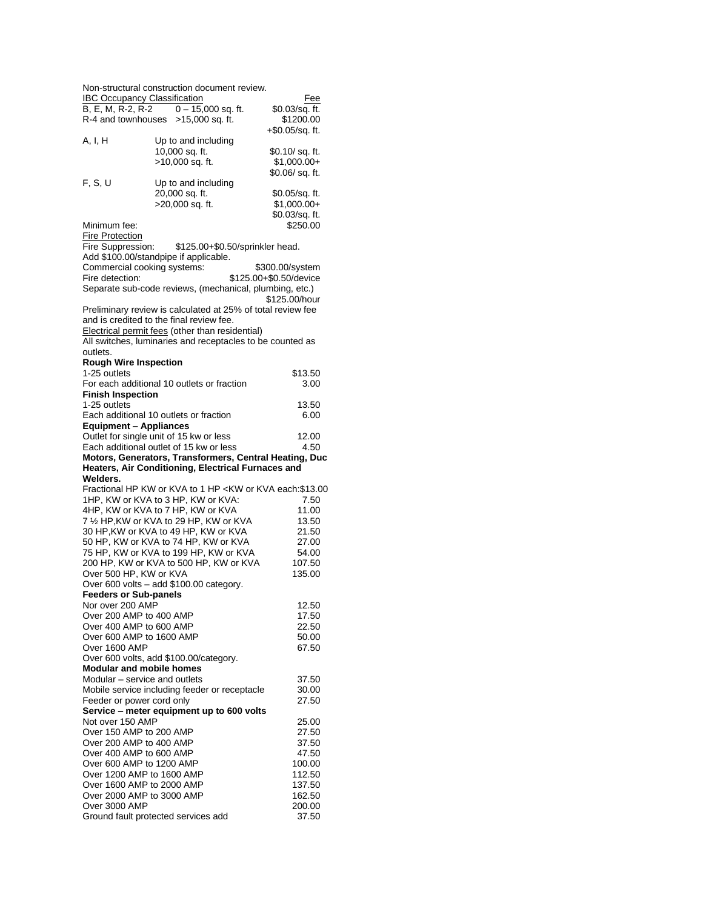Non-structural construction document review.

| IBC Occupancy Classification | | Fee |
|---|---|---|
| B, E, M, R-2, R-2 | 0 – 15,000 sq. ft. | $0.03/sq. ft. |
| R-4 and townhouses | >15,000 sq. ft. | $1200.00 +$0.05/sq. ft. |
| A, I, H | Up to and including 10,000 sq. ft. | $0.10/ sq. ft. |
| | >10,000 sq. ft. | $1,000.00+ $0.06/ sq. ft. |
| F, S, U | Up to and including 20,000 sq. ft. | $0.05/sq. ft. |
| | >20,000 sq. ft. | $1,000.00+ $0.03/sq. ft. |
| Minimum fee: | | $250.00 |

<u>Fire Protection</u>

Fire Suppression: $125.00+$0.50/sprinkler head.
Add $100.00/standpipe if applicable.

| | |
|---|---|
| Commercial cooking systems: | $300.00/system |
| Fire detection: | $125.00+$0.50/device |

Separate sub-code reviews, (mechanical, plumbing, etc.) $125.00/hour

Preliminary review is calculated at 25% of total review fee and is credited to the final review fee.

<u>Electrical permit fees</u> (other than residential)

All switches, luminaries and receptacles to be counted as outlets.

**Rough Wire Inspection**

| | |
|---|---|
| 1-25 outlets | $13.50 |
| For each additional 10 outlets or fraction | 3.00 |

**Finish Inspection**

| | |
|---|---|
| 1-25 outlets | 13.50 |
| Each additional 10 outlets or fraction | 6.00 |

**Equipment – Appliances**

| | |
|---|---|
| Outlet for single unit of 15 kw or less | 12.00 |
| Each additional outlet of 15 kw or less | 4.50 |

**Motors, Generators, Transformers, Central Heating, Duc Heaters, Air Conditioning, Electrical Furnaces and Welders.**

| | |
|---|---|
| Fractional HP KW or KVA to 1 HP <KW or KVA each: | $13.00 |
| 1HP, KW or KVA to 3 HP, KW or KVA: | 7.50 |
| 4HP, KW or KVA to 7 HP, KW or KVA | 11.00 |
| 7 ½ HP,KW or KVA to 29 HP, KW or KVA | 13.50 |
| 30 HP,KW or KVA to 49 HP, KW or KVA | 21.50 |
| 50 HP, KW or KVA to 74 HP, KW or KVA | 27.00 |
| 75 HP, KW or KVA to 199 HP, KW or KVA | 54.00 |
| 200 HP, KW or KVA to 500 HP, KW or KVA | 107.50 |
| Over 500 HP, KW or KVA | 135.00 |

Over 600 volts – add $100.00 category.

**Feeders or Sub-panels**

| | |
|---|---|
| Nor over 200 AMP | 12.50 |
| Over 200 AMP to 400 AMP | 17.50 |
| Over 400 AMP to 600 AMP | 22.50 |
| Over 600 AMP to 1600 AMP | 50.00 |
| Over 1600 AMP | 67.50 |

Over 600 volts, add $100.00/category.

**Modular and mobile homes**

| | |
|---|---|
| Modular – service and outlets | 37.50 |
| Mobile service including feeder or receptacle | 30.00 |
| Feeder or power cord only | 27.50 |

**Service – meter equipment up to 600 volts**

| | |
|---|---|
| Not over 150 AMP | 25.00 |
| Over 150 AMP to 200 AMP | 27.50 |
| Over 200 AMP to 400 AMP | 37.50 |
| Over 400 AMP to 600 AMP | 47.50 |
| Over 600 AMP to 1200 AMP | 100.00 |
| Over 1200 AMP to 1600 AMP | 112.50 |
| Over 1600 AMP to 2000 AMP | 137.50 |
| Over 2000 AMP to 3000 AMP | 162.50 |
| Over 3000 AMP | 200.00 |
| Ground fault protected services add | 37.50 |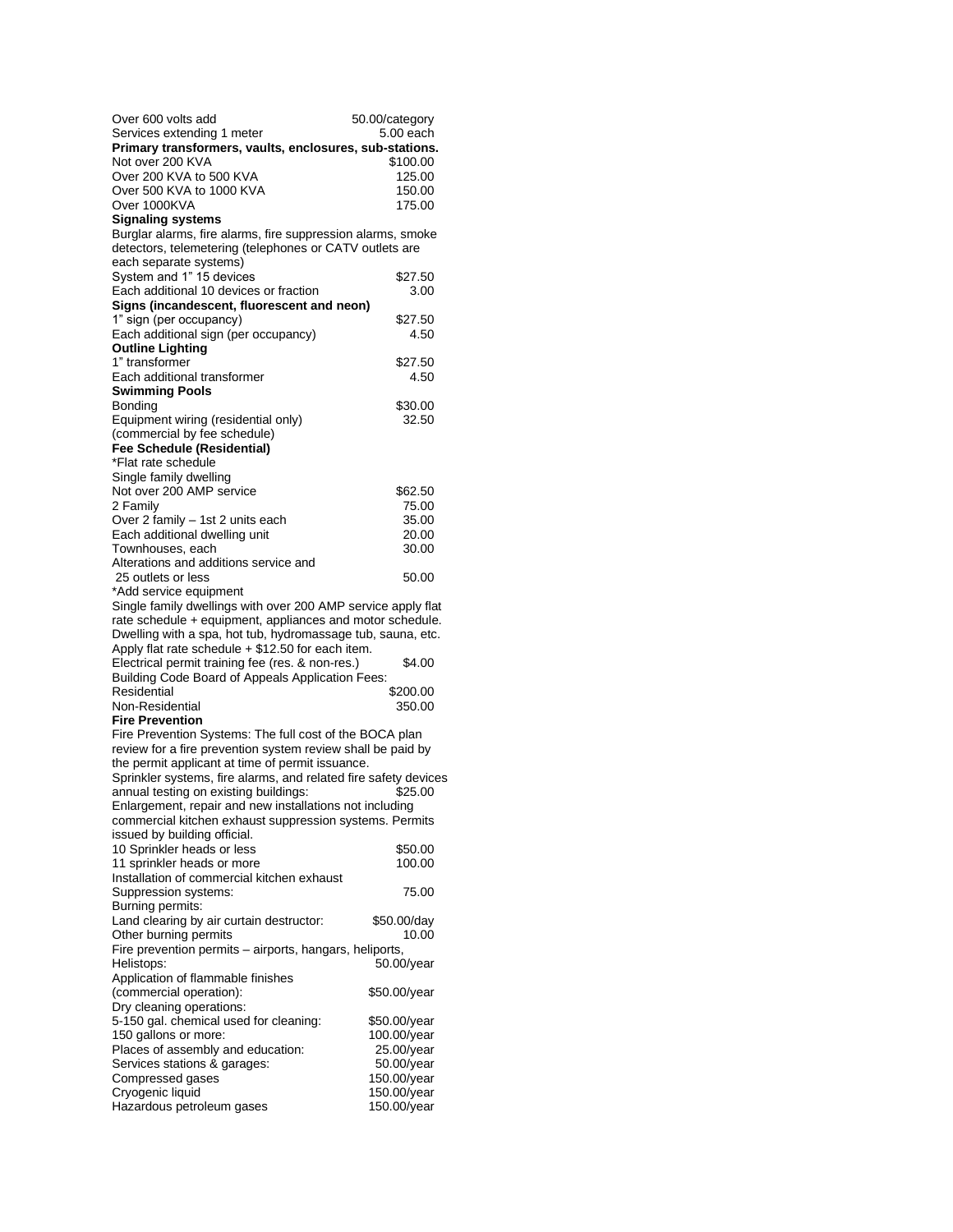| | |
|---|---|
| Over 600 volts add | 50.00/category |
| Services extending 1 meter | 5.00 each |

**Primary transformers, vaults, enclosures, sub-stations.**

| | |
|---|---|
| Not over 200 KVA | $100.00 |
| Over 200 KVA to 500 KVA | 125.00 |
| Over 500 KVA to 1000 KVA | 150.00 |
| Over 1000KVA | 175.00 |

**Signaling systems**

Burglar alarms, fire alarms, fire suppression alarms, smoke detectors, telemetering (telephones or CATV outlets are each separate systems)

| | |
|---|---|
| System and 1" 15 devices | $27.50 |
| Each additional 10 devices or fraction | 3.00 |

**Signs (incandescent, fluorescent and neon)**

| | |
|---|---|
| 1" sign (per occupancy) | $27.50 |
| Each additional sign (per occupancy) | 4.50 |

**Outline Lighting**

| | |
|---|---|
| 1" transformer | $27.50 |
| Each additional transformer | 4.50 |

**Swimming Pools**

| | |
|---|---|
| Bonding | $30.00 |
| Equipment wiring (residential only) (commercial by fee schedule) | 32.50 |

**Fee Schedule (Residential)**

*Flat rate schedule

| | |
|---|---|
| Single family dwelling Not over 200 AMP service | $62.50 |
| 2 Family | 75.00 |
| Over 2 family – 1st 2 units each | 35.00 |
| Each additional dwelling unit | 20.00 |
| Townhouses, each | 30.00 |
| Alterations and additions service and 25 outlets or less | 50.00 |

*Add service equipment

Single family dwellings with over 200 AMP service apply flat rate schedule + equipment, appliances and motor schedule.

Dwelling with a spa, hot tub, hydromassage tub, sauna, etc. Apply flat rate schedule + $12.50 for each item.

| | |
|---|---|
| Electrical permit training fee (res. & non-res.) | $4.00 |

Building Code Board of Appeals Application Fees:

| | |
|---|---|
| Residential | $200.00 |
| Non-Residential | 350.00 |

**Fire Prevention**

Fire Prevention Systems: The full cost of the BOCA plan review for a fire prevention system review shall be paid by the permit applicant at time of permit issuance.

| | |
|---|---|
| Sprinkler systems, fire alarms, and related fire safety devices annual testing on existing buildings: | $25.00 |

Enlargement, repair and new installations not including commercial kitchen exhaust suppression systems. Permits issued by building official.

| | |
|---|---|
| 10 Sprinkler heads or less | $50.00 |
| 11 sprinkler heads or more | 100.00 |
| Installation of commercial kitchen exhaust Suppression systems: | 75.00 |

Burning permits:

| | |
|---|---|
| Land clearing by air curtain destructor: | $50.00/day |
| Other burning permits | 10.00 |
| Fire prevention permits – airports, hangars, heliports, Helistops: | 50.00/year |
| Application of flammable finishes (commercial operation): | $50.00/year |

Dry cleaning operations:

| | |
|---|---|
| 5-150 gal. chemical used for cleaning: | $50.00/year |
| 150 gallons or more: | 100.00/year |
| Places of assembly and education: | 25.00/year |
| Services stations & garages: | 50.00/year |
| Compressed gases | 150.00/year |
| Cryogenic liquid | 150.00/year |
| Hazardous petroleum gases | 150.00/year |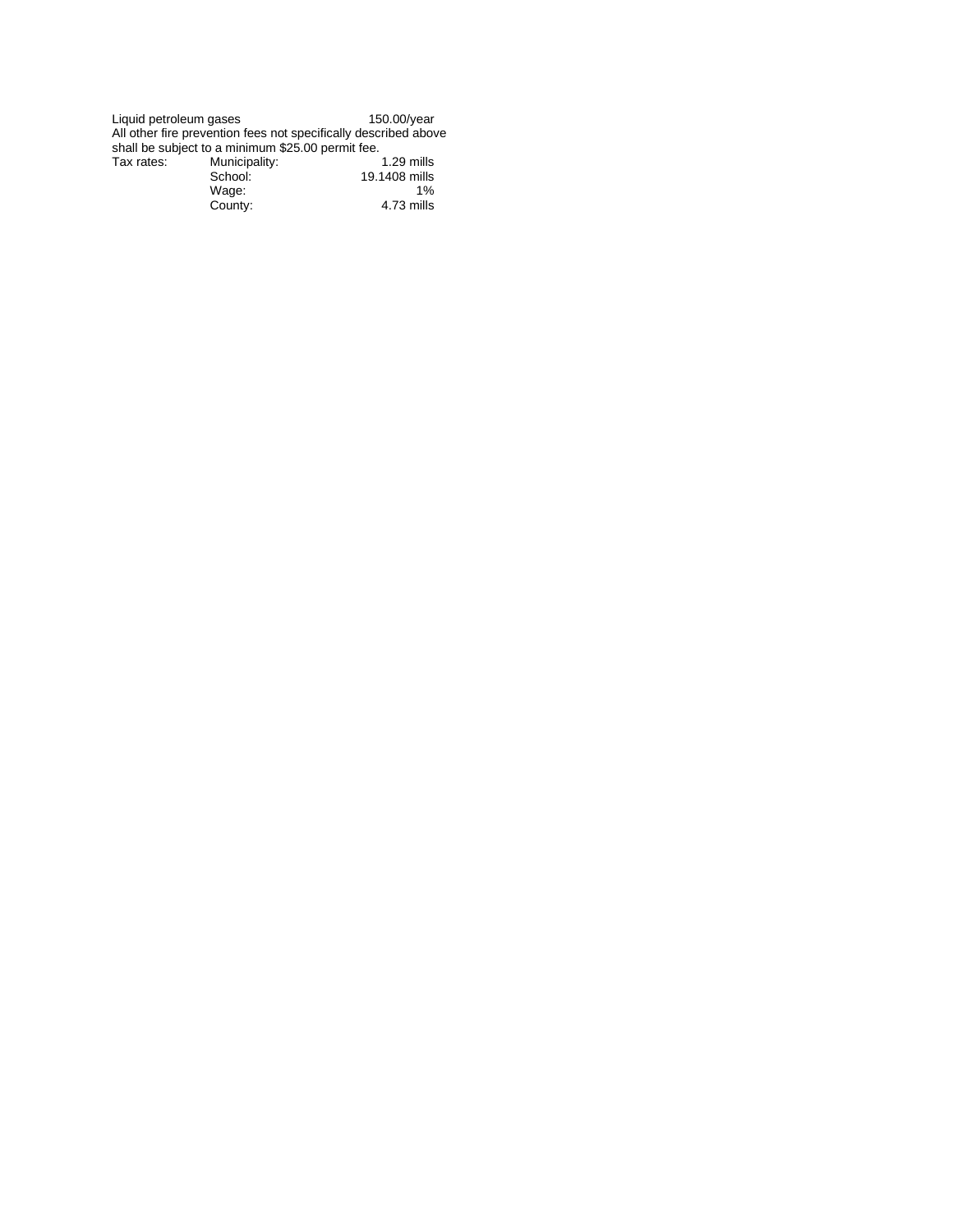Liquid petroleum gases 150.00/year

All other fire prevention fees not specifically described above shall be subject to a minimum $25.00 permit fee.

| | | |
|---|---|---|
| Tax rates: | Municipality: | 1.29 mills |
| | School: | 19.1408 mills |
| | Wage: | 1% |
| | County: | 4.73 mills |